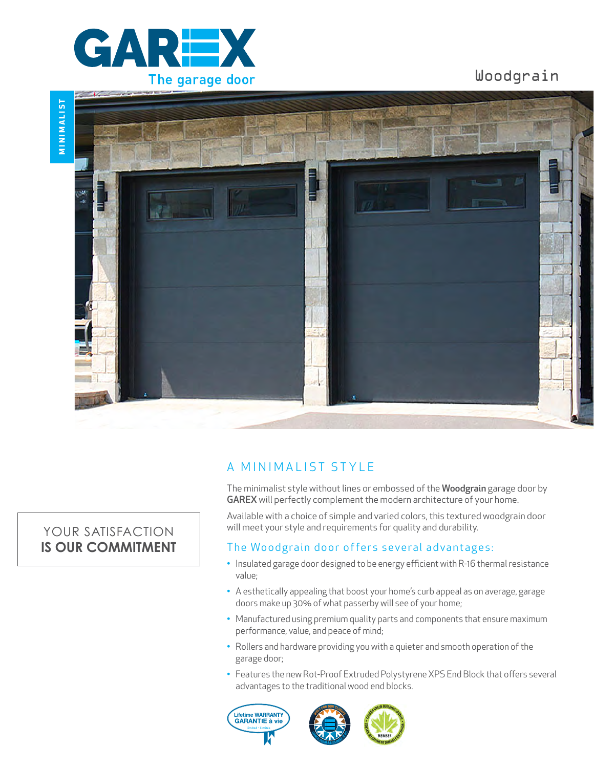GAREX

The garage door

# Woodgrain

MINIMALIST

YOUR SATISFACTION
**IS OUR COMMITMENT**

## A MINIMALIST STYLE

The minimalist style without lines or embossed of the **Woodgrain** garage door by **GAREX** will perfectly complement the modern architecture of your home.

Available with a choice of simple and varied colors, this textured woodgrain door will meet your style and requirements for quality and durability.

### The Woodgrain door offers several advantages:

- Insulated garage door designed to be energy efficient with R-16 thermal resistance value;
- A esthetically appealing that boost your home's curb appeal as on average, garage doors make up 30% of what passerby will see of your home;
- Manufactured using premium quality parts and components that ensure maximum performance, value, and peace of mind;
- Rollers and hardware providing you with a quieter and smooth operation of the garage door;
- Features the new Rot-Proof Extruded Polystyrene XPS End Block that offers several advantages to the traditional wood end blocks.

Lifetime WARRANTY
GARANTIE à vie
Limited · Limitée

MEMBER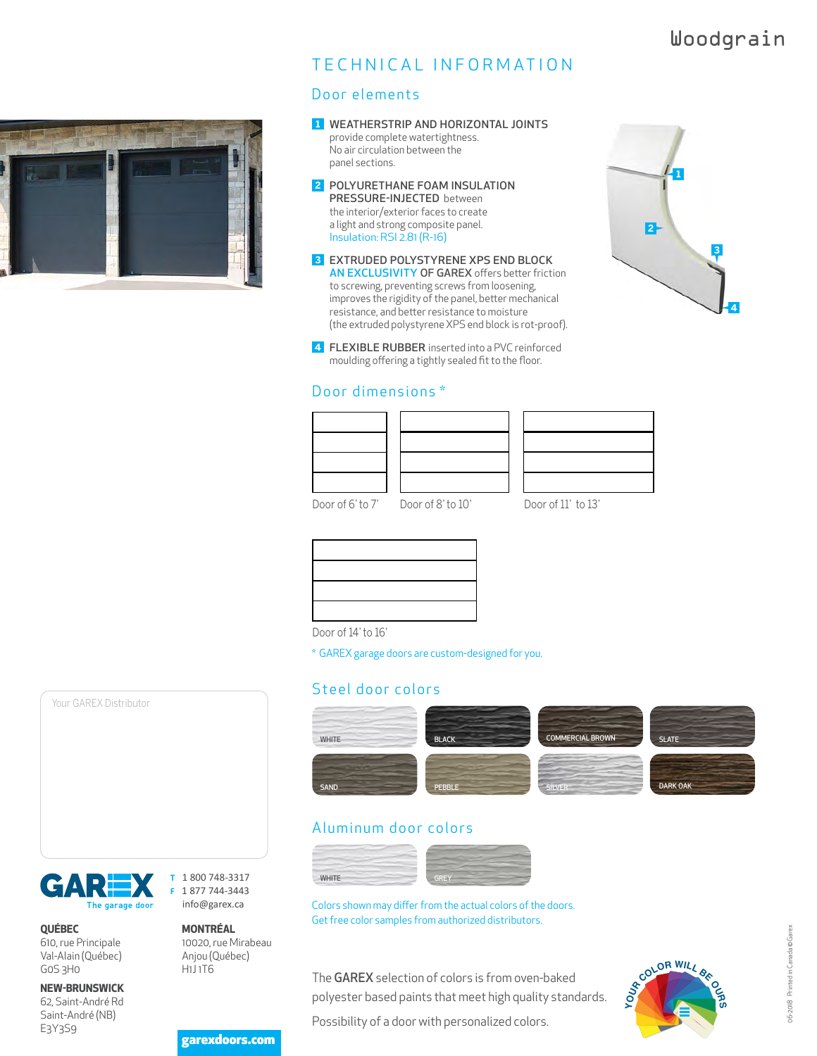Woodgrain

# TECHNICAL INFORMATION

## Door elements

**1 WEATHERSTRIP AND HORIZONTAL JOINTS** provide complete watertightness. No air circulation between the panel sections.

**2 POLYURETHANE FOAM INSULATION PRESSURE-INJECTED** between the interior/exterior faces to create a light and strong composite panel. Insulation: RSI 2.81 (R-16)

**3 EXTRUDED POLYSTYRENE XPS END BLOCK** AN EXCLUSIVITY **OF GAREX** offers better friction to screwing, preventing screws from loosening, improves the rigidity of the panel, better mechanical resistance, and better resistance to moisture (the extruded polystyrene XPS end block is rot-proof).

**4 FLEXIBLE RUBBER** inserted into a PVC reinforced moulding offering a tightly sealed fit to the floor.

1
2
3
4

## Door dimensions *

Door of 6' to 7'

Door of 8' to 10'

Door of 11' to 13'

Door of 14' to 16'

* GAREX garage doors are custom-designed for you.

## Steel door colors

WHITE
BLACK
COMMERCIAL BROWN
SLATE
SAND
PEBBLE
SILVER
DARK OAK

## Aluminum door colors

WHITE
GREY

Colors shown may differ from the actual colors of the doors.
Get free color samples from authorized distributors.

The **GAREX** selection of colors is from oven-baked polyester based paints that meet high quality standards.

Possibility of a door with personalized colors.

YOUR COLOR WILL BE OURS

Your GAREX Distributor

GAREX
The garage door

T 1 800 748-3317
F 1 877 744-3443
info@garex.ca

**QUÉBEC**
610, rue Principale
Val-Alain (Québec)
G0S 3H0

**MONTRÉAL**
10020, rue Mirabeau
Anjou (Québec)
H1J 1T6

**NEW-BRUNSWICK**
62, Saint-André Rd
Saint-André (NB)
E3Y3S9

garexdoors.com

06-2018 Printed in Canada © Garex